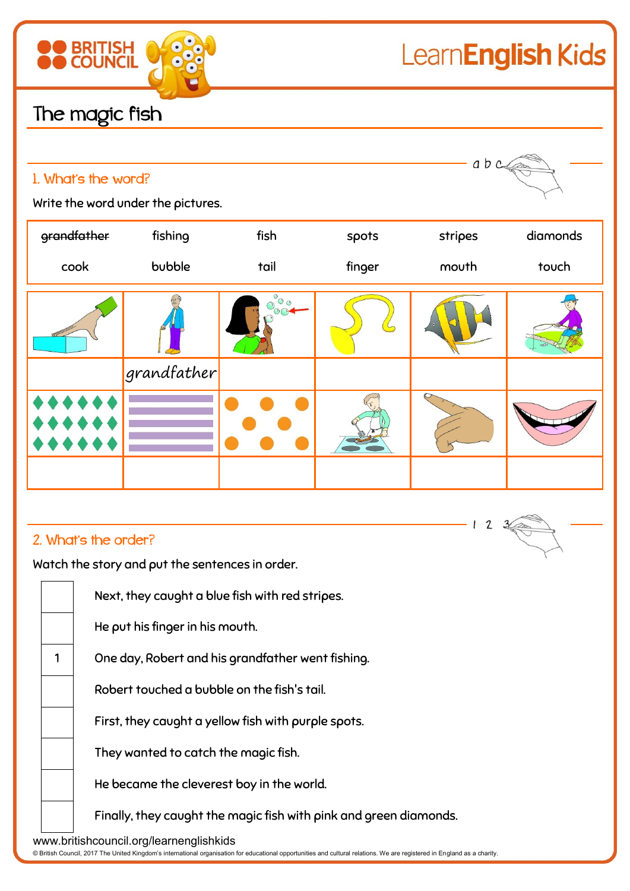# The magic fish

## 1. What's the word?

Write the word under the pictures.

| ~~grandfather~~ | fishing | fish | spots | stripes | diamonds |
|---|---|---|---|---|---|
| cook | bubble | tail | finger | mouth | touch |

| | | | | | |
|---|---|---|---|---|---|
| | | | | | |
| | grandfather | | | | |
| | | | | | |
| | | | | | |

## 2. What's the order?

Watch the story and put the sentences in order.

| | |
|---|---|
| | Next, they caught a blue fish with red stripes. |
| | He put his finger in his mouth. |
| 1 | One day, Robert and his grandfather went fishing. |
| | Robert touched a bubble on the fish's tail. |
| | First, they caught a yellow fish with purple spots. |
| | They wanted to catch the magic fish. |
| | He became the cleverest boy in the world. |
| | Finally, they caught the magic fish with pink and green diamonds. |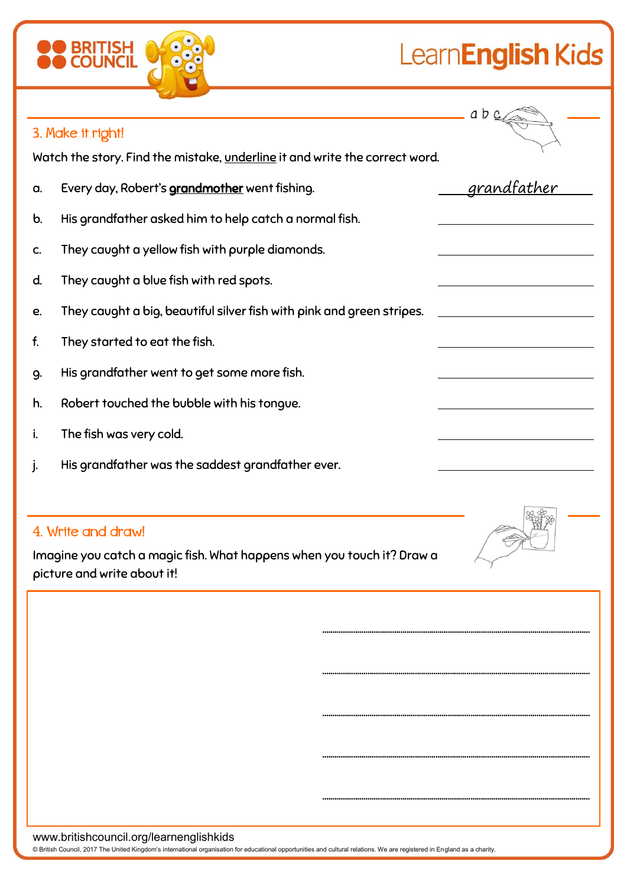## 3. Make it right!

Watch the story. Find the mistake, underline it and write the correct word.

a. Every day, Robert's **grandmother** went fishing. &nbsp;&nbsp; *grandfather*

b. His grandfather asked him to help catch a normal fish. ____________________

c. They caught a yellow fish with purple diamonds. ____________________

d. They caught a blue fish with red spots. ____________________

e. They caught a big, beautiful silver fish with pink and green stripes. ____________________

f. They started to eat the fish. ____________________

g. His grandfather went to get some more fish. ____________________

h. Robert touched the bubble with his tongue. ____________________

i. The fish was very cold. ____________________

j. His grandfather was the saddest grandfather ever. ____________________

## 4. Write and draw!

Imagine you catch a magic fish. What happens when you touch it? Draw a picture and write about it!

..................................................................................................

..................................................................................................

..................................................................................................

..................................................................................................

..................................................................................................

www.britishcouncil.org/learnenglishkids

© British Council, 2017 The United Kingdom's international organisation for educational opportunities and cultural relations. We are registered in England as a charity.